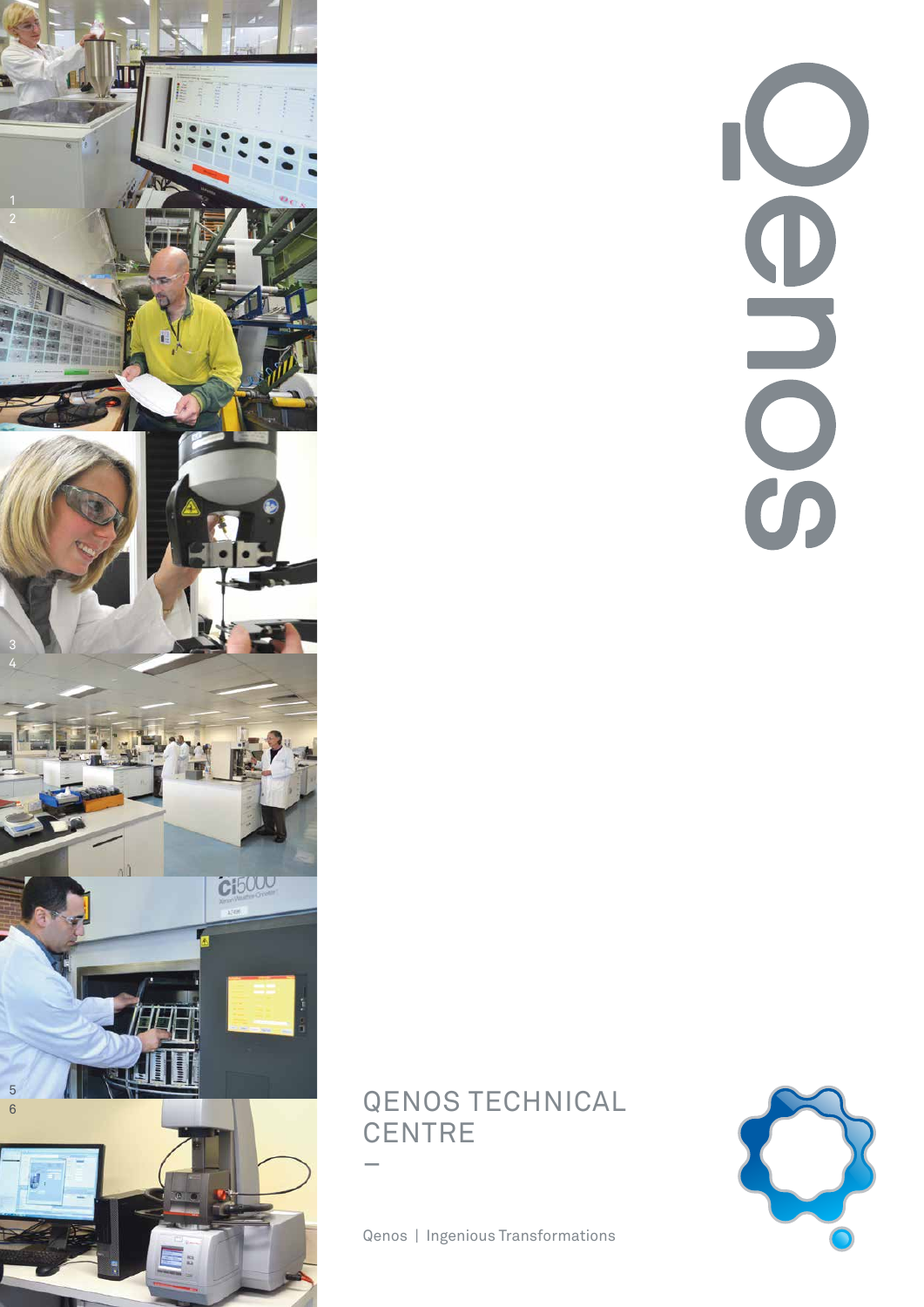# QENOS TECHNICAL CENTRE

–

Qenos | Ingenious Transformations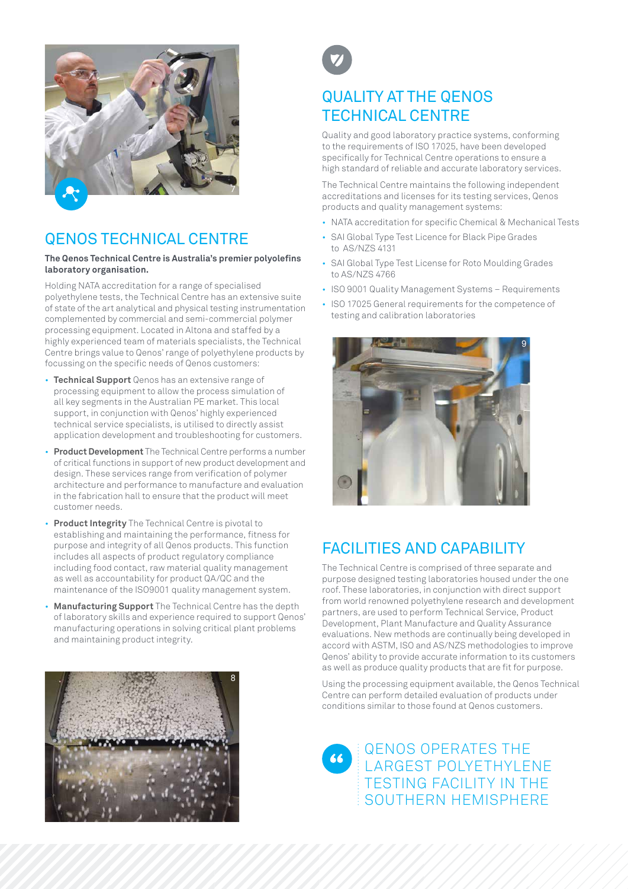## QENOS TECHNICAL CENTRE

**The Qenos Technical Centre is Australia's premier polyolefins laboratory organisation.**

Holding NATA accreditation for a range of specialised polyethylene tests, the Technical Centre has an extensive suite of state of the art analytical and physical testing instrumentation complemented by commercial and semi-commercial polymer processing equipment. Located in Altona and staffed by a highly experienced team of materials specialists, the Technical Centre brings value to Qenos' range of polyethylene products by focussing on the specific needs of Qenos customers:

- **Technical Support** Qenos has an extensive range of processing equipment to allow the process simulation of all key segments in the Australian PE market. This local support, in conjunction with Qenos' highly experienced technical service specialists, is utilised to directly assist application development and troubleshooting for customers.
- **Product Development** The Technical Centre performs a number of critical functions in support of new product development and design. These services range from verification of polymer architecture and performance to manufacture and evaluation in the fabrication hall to ensure that the product will meet customer needs.
- **Product Integrity** The Technical Centre is pivotal to establishing and maintaining the performance, fitness for purpose and integrity of all Qenos products. This function includes all aspects of product regulatory compliance including food contact, raw material quality management as well as accountability for product QA/QC and the maintenance of the ISO9001 quality management system.
- **Manufacturing Support** The Technical Centre has the depth of laboratory skills and experience required to support Qenos' manufacturing operations in solving critical plant problems and maintaining product integrity.

## QUALITY AT THE QENOS TECHNICAL CENTRE

Quality and good laboratory practice systems, conforming to the requirements of ISO 17025, have been developed specifically for Technical Centre operations to ensure a high standard of reliable and accurate laboratory services.

The Technical Centre maintains the following independent accreditations and licenses for its testing services, Qenos products and quality management systems:

- NATA accreditation for specific Chemical & Mechanical Tests
- SAI Global Type Test Licence for Black Pipe Grades to AS/NZS 4131
- SAI Global Type Test License for Roto Moulding Grades to AS/NZS 4766
- ISO 9001 Quality Management Systems – Requirements
- ISO 17025 General requirements for the competence of testing and calibration laboratories

## FACILITIES AND CAPABILITY

The Technical Centre is comprised of three separate and purpose designed testing laboratories housed under the one roof. These laboratories, in conjunction with direct support from world renowned polyethylene research and development partners, are used to perform Technical Service, Product Development, Plant Manufacture and Quality Assurance evaluations. New methods are continually being developed in accord with ASTM, ISO and AS/NZS methodologies to improve Qenos' ability to provide accurate information to its customers as well as produce quality products that are fit for purpose.

Using the processing equipment available, the Qenos Technical Centre can perform detailed evaluation of products under conditions similar to those found at Qenos customers.

> QENOS OPERATES THE LARGEST POLYETHYLENE TESTING FACILITY IN THE SOUTHERN HEMISPHERE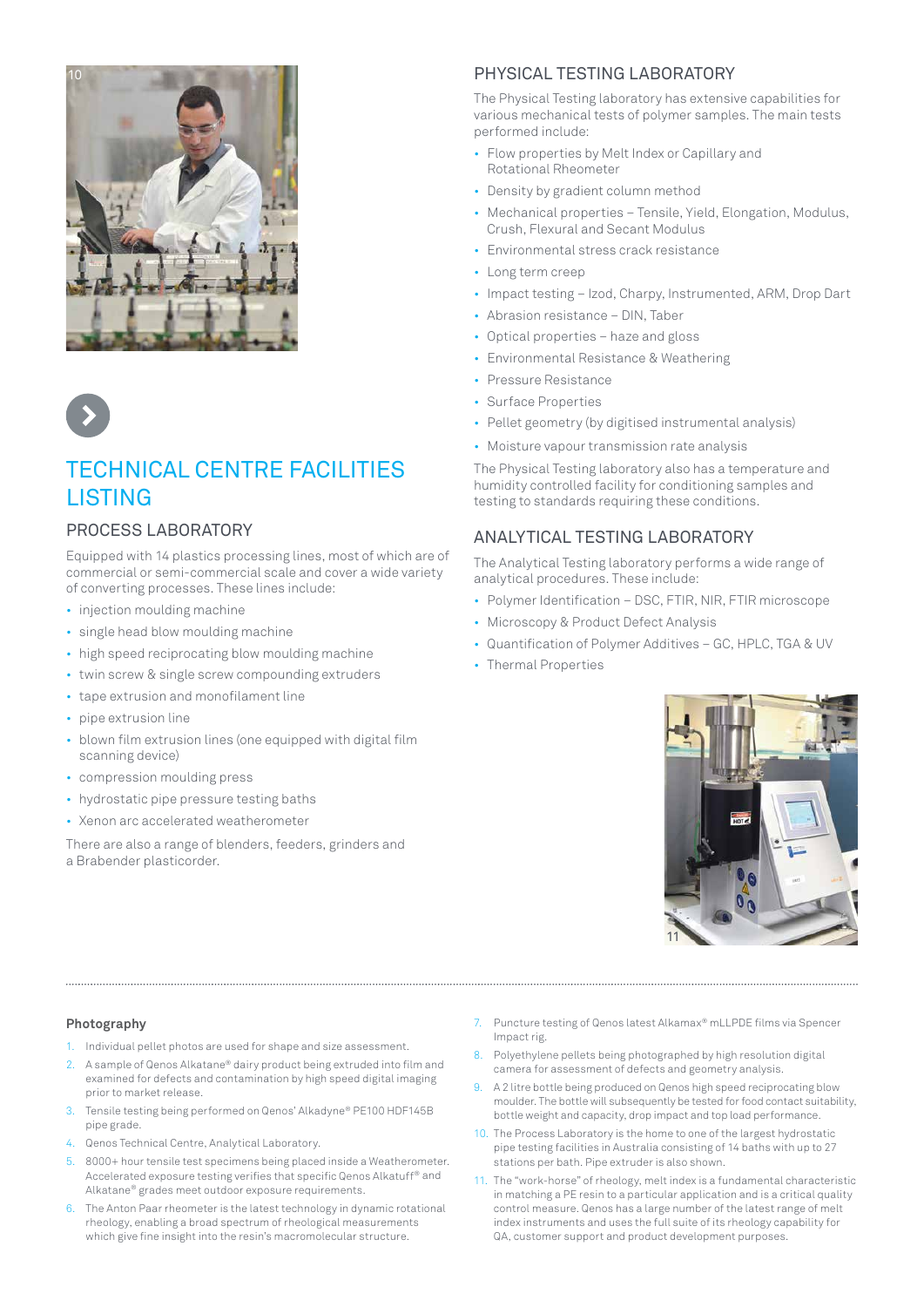# TECHNICAL CENTRE FACILITIES LISTING

## PROCESS LABORATORY

Equipped with 14 plastics processing lines, most of which are of commercial or semi-commercial scale and cover a wide variety of converting processes. These lines include:

- injection moulding machine
- single head blow moulding machine
- high speed reciprocating blow moulding machine
- twin screw & single screw compounding extruders
- tape extrusion and monofilament line
- pipe extrusion line
- blown film extrusion lines (one equipped with digital film scanning device)
- compression moulding press
- hydrostatic pipe pressure testing baths
- Xenon arc accelerated weatherometer

There are also a range of blenders, feeders, grinders and a Brabender plasticorder.

## PHYSICAL TESTING LABORATORY

The Physical Testing laboratory has extensive capabilities for various mechanical tests of polymer samples. The main tests performed include:

- Flow properties by Melt Index or Capillary and Rotational Rheometer
- Density by gradient column method
- Mechanical properties – Tensile, Yield, Elongation, Modulus, Crush, Flexural and Secant Modulus
- Environmental stress crack resistance
- Long term creep
- Impact testing – Izod, Charpy, Instrumented, ARM, Drop Dart
- Abrasion resistance – DIN, Taber
- Optical properties – haze and gloss
- Environmental Resistance & Weathering
- Pressure Resistance
- Surface Properties
- Pellet geometry (by digitised instrumental analysis)
- Moisture vapour transmission rate analysis

The Physical Testing laboratory also has a temperature and humidity controlled facility for conditioning samples and testing to standards requiring these conditions.

## ANALYTICAL TESTING LABORATORY

The Analytical Testing laboratory performs a wide range of analytical procedures. These include:

- Polymer Identification – DSC, FTIR, NIR, FTIR microscope
- Microscopy & Product Defect Analysis
- Quantification of Polymer Additives – GC, HPLC, TGA & UV
- Thermal Properties

**Photography**

1. Individual pellet photos are used for shape and size assessment.
2. A sample of Qenos Alkatane® dairy product being extruded into film and examined for defects and contamination by high speed digital imaging prior to market release.
3. Tensile testing being performed on Qenos' Alkadyne® PE100 HDF145B pipe grade.
4. Qenos Technical Centre, Analytical Laboratory.
5. 8000+ hour tensile test specimens being placed inside a Weatherometer. Accelerated exposure testing verifies that specific Qenos Alkatuff® and Alkatane® grades meet outdoor exposure requirements.
6. The Anton Paar rheometer is the latest technology in dynamic rotational rheology, enabling a broad spectrum of rheological measurements which give fine insight into the resin's macromolecular structure.
7. Puncture testing of Qenos latest Alkamax® mLLPDE films via Spencer Impact rig.
8. Polyethylene pellets being photographed by high resolution digital camera for assessment of defects and geometry analysis.
9. A 2 litre bottle being produced on Qenos high speed reciprocating blow moulder. The bottle will subsequently be tested for food contact suitability, bottle weight and capacity, drop impact and top load performance.
10. The Process Laboratory is the home to one of the largest hydrostatic pipe testing facilities in Australia consisting of 14 baths with up to 27 stations per bath. Pipe extruder is also shown.
11. The "work-horse" of rheology, melt index is a fundamental characteristic in matching a PE resin to a particular application and is a critical quality control measure. Qenos has a large number of the latest range of melt index instruments and uses the full suite of its rheology capability for QA, customer support and product development purposes.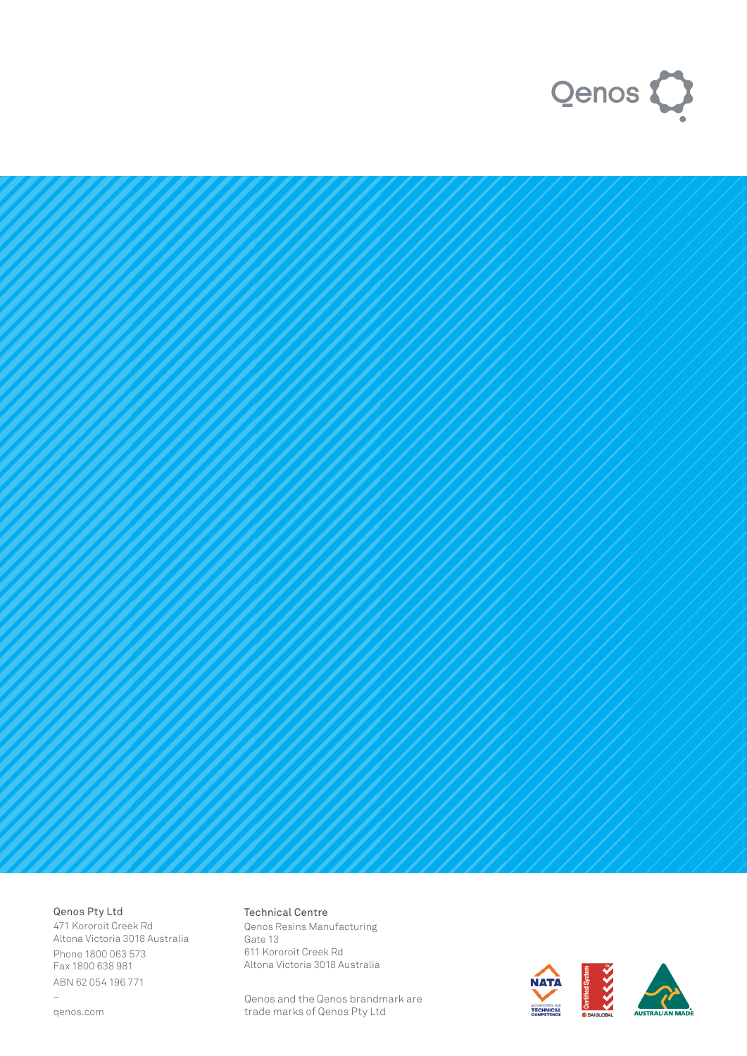Qenos Pty Ltd
471 Kororoit Creek Rd
Altona Victoria 3018 Australia
Phone 1800 063 573
Fax 1800 638 981
ABN 62 054 196 771

–

qenos.com

Technical Centre
Qenos Resins Manufacturing
Gate 13
611 Kororoit Creek Rd
Altona Victoria 3018 Australia

Qenos and the Qenos brandmark are trade marks of Qenos Pty Ltd